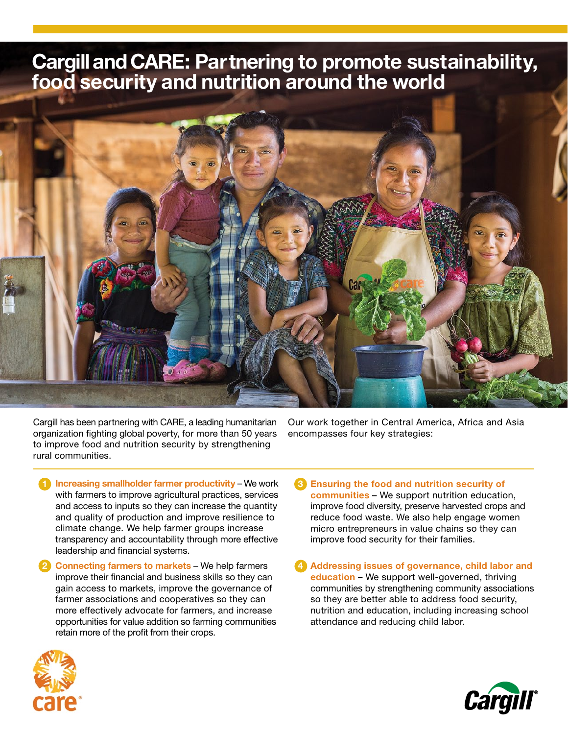# Cargill and CARE: Partnering to promote sustainability, food security and nutrition around the world

Cargill has been partnering with CARE, a leading humanitarian organization fighting global poverty, for more than 50 years to improve food and nutrition security by strengthening rural communities.

Our work together in Central America, Africa and Asia encompasses four key strategies:

1. **Increasing smallholder farmer productivity** – We work with farmers to improve agricultural practices, services and access to inputs so they can increase the quantity and quality of production and improve resilience to climate change. We help farmer groups increase transparency and accountability through more effective leadership and financial systems.
2. **Connecting farmers to markets** – We help farmers improve their financial and business skills so they can gain access to markets, improve the governance of farmer associations and cooperatives so they can more effectively advocate for farmers, and increase opportunities for value addition so farming communities retain more of the profit from their crops.
3. **Ensuring the food and nutrition security of communities** – We support nutrition education, improve food diversity, preserve harvested crops and reduce food waste. We also help engage women micro entrepreneurs in value chains so they can improve food security for their families.
4. **Addressing issues of governance, child labor and education** – We support well-governed, thriving communities by strengthening community associations so they are better able to address food security, nutrition and education, including increasing school attendance and reducing child labor.

care®

Cargill®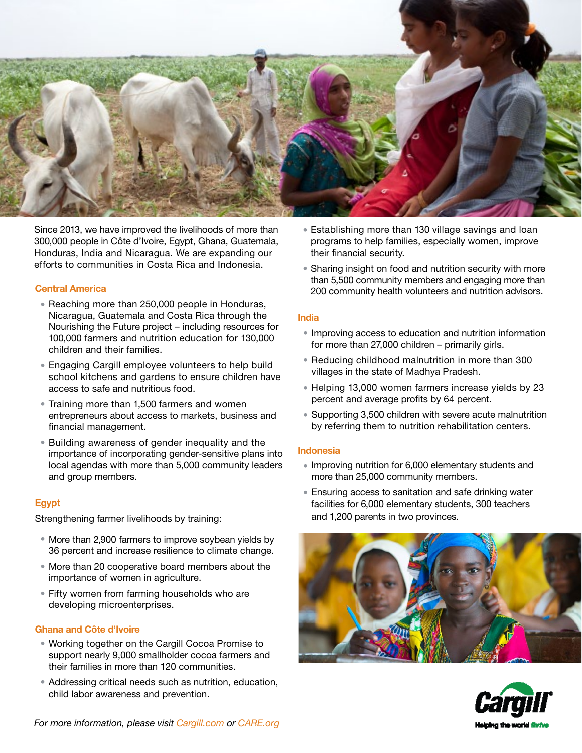Since 2013, we have improved the livelihoods of more than 300,000 people in Côte d'Ivoire, Egypt, Ghana, Guatemala, Honduras, India and Nicaragua. We are expanding our efforts to communities in Costa Rica and Indonesia.

### Central America

- Reaching more than 250,000 people in Honduras, Nicaragua, Guatemala and Costa Rica through the Nourishing the Future project – including resources for 100,000 farmers and nutrition education for 130,000 children and their families.
- Engaging Cargill employee volunteers to help build school kitchens and gardens to ensure children have access to safe and nutritious food.
- Training more than 1,500 farmers and women entrepreneurs about access to markets, business and financial management.
- Building awareness of gender inequality and the importance of incorporating gender-sensitive plans into local agendas with more than 5,000 community leaders and group members.

### Egypt

Strengthening farmer livelihoods by training:

- More than 2,900 farmers to improve soybean yields by 36 percent and increase resilience to climate change.
- More than 20 cooperative board members about the importance of women in agriculture.
- Fifty women from farming households who are developing microenterprises.

### Ghana and Côte d'Ivoire

- Working together on the Cargill Cocoa Promise to support nearly 9,000 smallholder cocoa farmers and their families in more than 120 communities.
- Addressing critical needs such as nutrition, education, child labor awareness and prevention.
- Establishing more than 130 village savings and loan programs to help families, especially women, improve their financial security.
- Sharing insight on food and nutrition security with more than 5,500 community members and engaging more than 200 community health volunteers and nutrition advisors.

### India

- Improving access to education and nutrition information for more than 27,000 children – primarily girls.
- Reducing childhood malnutrition in more than 300 villages in the state of Madhya Pradesh.
- Helping 13,000 women farmers increase yields by 23 percent and average profits by 64 percent.
- Supporting 3,500 children with severe acute malnutrition by referring them to nutrition rehabilitation centers.

### Indonesia

- Improving nutrition for 6,000 elementary students and more than 25,000 community members.
- Ensuring access to sanitation and safe drinking water facilities for 6,000 elementary students, 300 teachers and 1,200 parents in two provinces.

*For more information, please visit Cargill.com or CARE.org*

Cargill
Helping the world thrive